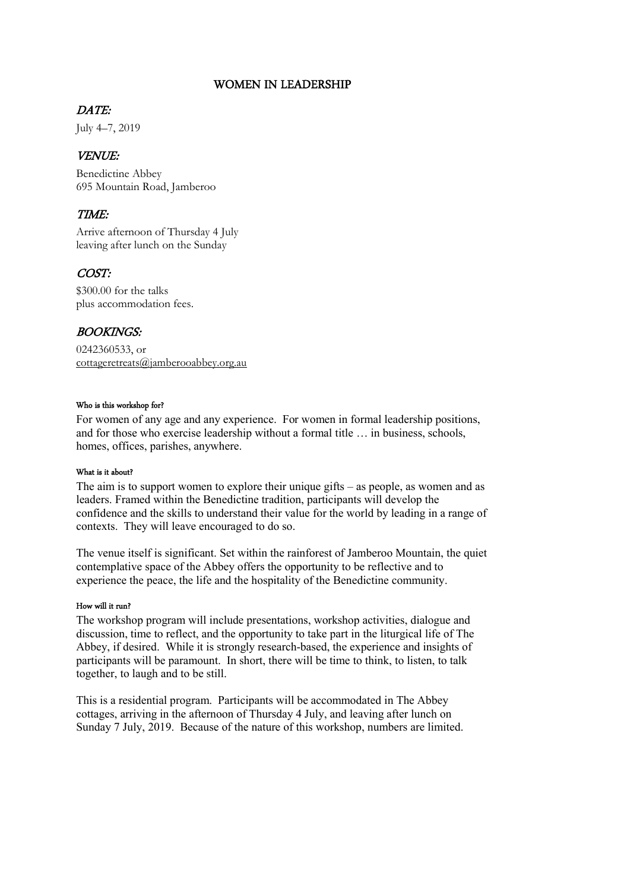# WOMEN IN LEADERSHIP

## *DATE:*

July 4–7, 2019

## *VENUE:*

Benedictine Abbey
695 Mountain Road, Jamberoo

## *TIME:*

Arrive afternoon of Thursday 4 July
leaving after lunch on the Sunday

## *COST:*

$300.00 for the talks
plus accommodation fees.

## *BOOKINGS:*

0242360533, or
cottageretreats@jamberooabbey.org.au

#### Who is this workshop for?

For women of any age and any experience. For women in formal leadership positions, and for those who exercise leadership without a formal title … in business, schools, homes, offices, parishes, anywhere.

#### What is it about?

The aim is to support women to explore their unique gifts – as people, as women and as leaders. Framed within the Benedictine tradition, participants will develop the confidence and the skills to understand their value for the world by leading in a range of contexts. They will leave encouraged to do so.

The venue itself is significant. Set within the rainforest of Jamberoo Mountain, the quiet contemplative space of the Abbey offers the opportunity to be reflective and to experience the peace, the life and the hospitality of the Benedictine community.

#### How will it run?

The workshop program will include presentations, workshop activities, dialogue and discussion, time to reflect, and the opportunity to take part in the liturgical life of The Abbey, if desired. While it is strongly research-based, the experience and insights of participants will be paramount. In short, there will be time to think, to listen, to talk together, to laugh and to be still.

This is a residential program. Participants will be accommodated in The Abbey cottages, arriving in the afternoon of Thursday 4 July, and leaving after lunch on Sunday 7 July, 2019. Because of the nature of this workshop, numbers are limited.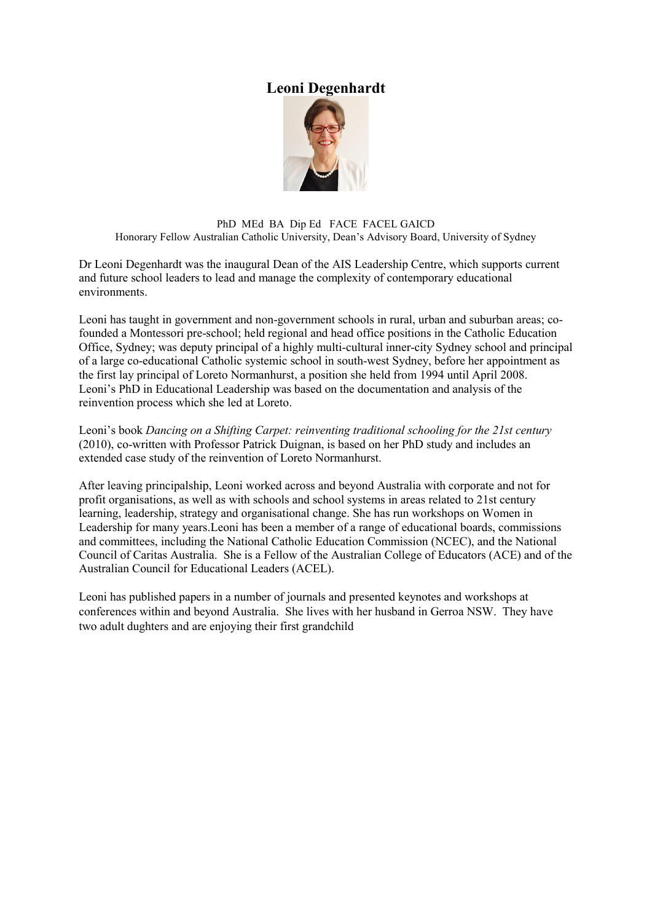# Leoni Degenhardt

PhD MEd BA Dip Ed FACE FACEL GAICD
Honorary Fellow Australian Catholic University, Dean's Advisory Board, University of Sydney

Dr Leoni Degenhardt was the inaugural Dean of the AIS Leadership Centre, which supports current and future school leaders to lead and manage the complexity of contemporary educational environments.

Leoni has taught in government and non-government schools in rural, urban and suburban areas; co-founded a Montessori pre-school; held regional and head office positions in the Catholic Education Office, Sydney; was deputy principal of a highly multi-cultural inner-city Sydney school and principal of a large co-educational Catholic systemic school in south-west Sydney, before her appointment as the first lay principal of Loreto Normanhurst, a position she held from 1994 until April 2008. Leoni's PhD in Educational Leadership was based on the documentation and analysis of the reinvention process which she led at Loreto.

Leoni's book *Dancing on a Shifting Carpet: reinventing traditional schooling for the 21st century* (2010), co-written with Professor Patrick Duignan, is based on her PhD study and includes an extended case study of the reinvention of Loreto Normanhurst.

After leaving principalship, Leoni worked across and beyond Australia with corporate and not for profit organisations, as well as with schools and school systems in areas related to 21st century learning, leadership, strategy and organisational change. She has run workshops on Women in Leadership for many years.Leoni has been a member of a range of educational boards, commissions and committees, including the National Catholic Education Commission (NCEC), and the National Council of Caritas Australia. She is a Fellow of the Australian College of Educators (ACE) and of the Australian Council for Educational Leaders (ACEL).

Leoni has published papers in a number of journals and presented keynotes and workshops at conferences within and beyond Australia. She lives with her husband in Gerroa NSW. They have two adult dughters and are enjoying their first grandchild